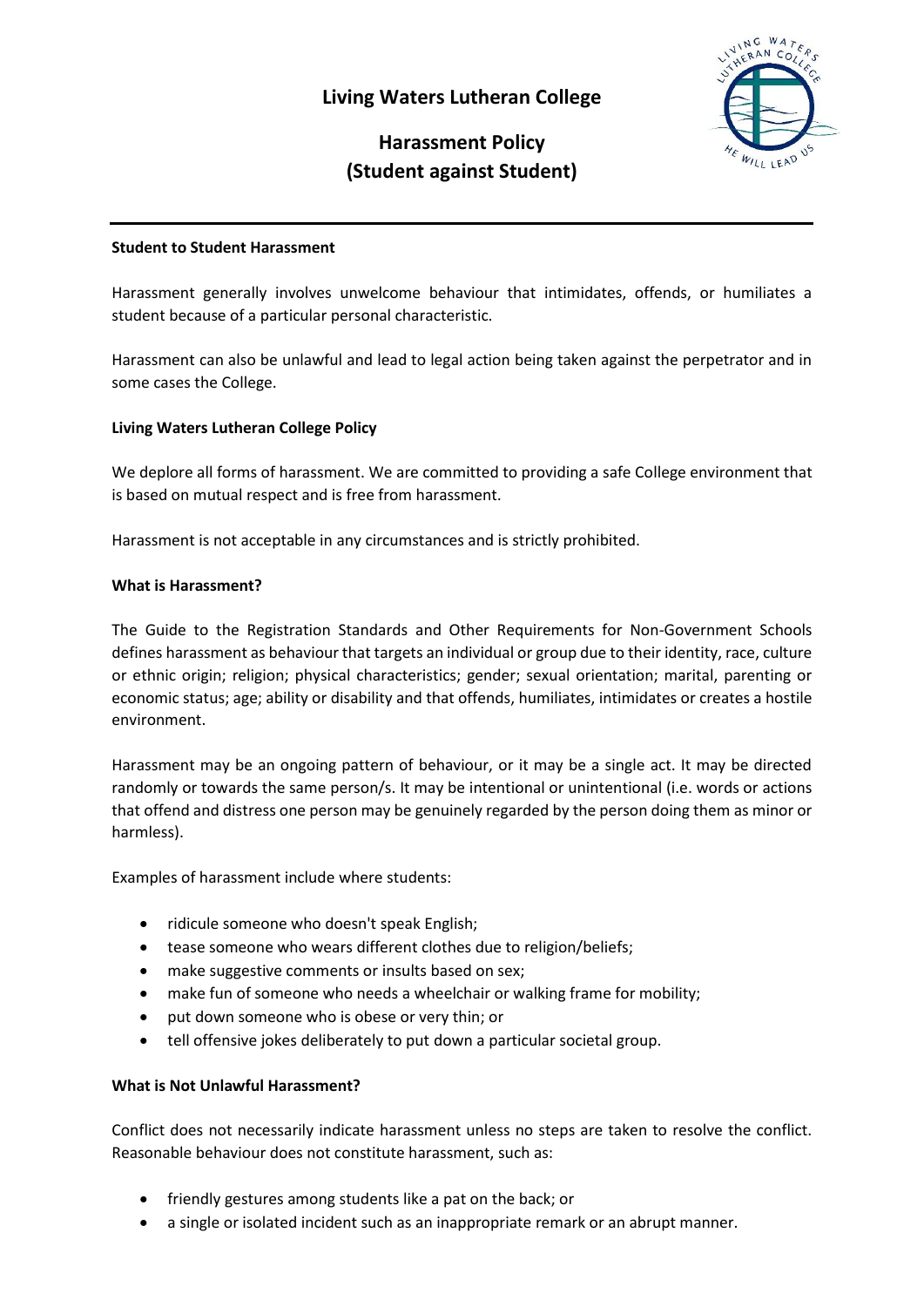# Living Waters Lutheran College

## Harassment Policy (Student against Student)

**Student to Student Harassment**

Harassment generally involves unwelcome behaviour that intimidates, offends, or humiliates a student because of a particular personal characteristic.

Harassment can also be unlawful and lead to legal action being taken against the perpetrator and in some cases the College.

**Living Waters Lutheran College Policy**

We deplore all forms of harassment. We are committed to providing a safe College environment that is based on mutual respect and is free from harassment.

Harassment is not acceptable in any circumstances and is strictly prohibited.

**What is Harassment?**

The Guide to the Registration Standards and Other Requirements for Non-Government Schools defines harassment as behaviour that targets an individual or group due to their identity, race, culture or ethnic origin; religion; physical characteristics; gender; sexual orientation; marital, parenting or economic status; age; ability or disability and that offends, humiliates, intimidates or creates a hostile environment.

Harassment may be an ongoing pattern of behaviour, or it may be a single act. It may be directed randomly or towards the same person/s. It may be intentional or unintentional (i.e. words or actions that offend and distress one person may be genuinely regarded by the person doing them as minor or harmless).

Examples of harassment include where students:

- ridicule someone who doesn't speak English;
- tease someone who wears different clothes due to religion/beliefs;
- make suggestive comments or insults based on sex;
- make fun of someone who needs a wheelchair or walking frame for mobility;
- put down someone who is obese or very thin; or
- tell offensive jokes deliberately to put down a particular societal group.

**What is Not Unlawful Harassment?**

Conflict does not necessarily indicate harassment unless no steps are taken to resolve the conflict. Reasonable behaviour does not constitute harassment, such as:

- friendly gestures among students like a pat on the back; or
- a single or isolated incident such as an inappropriate remark or an abrupt manner.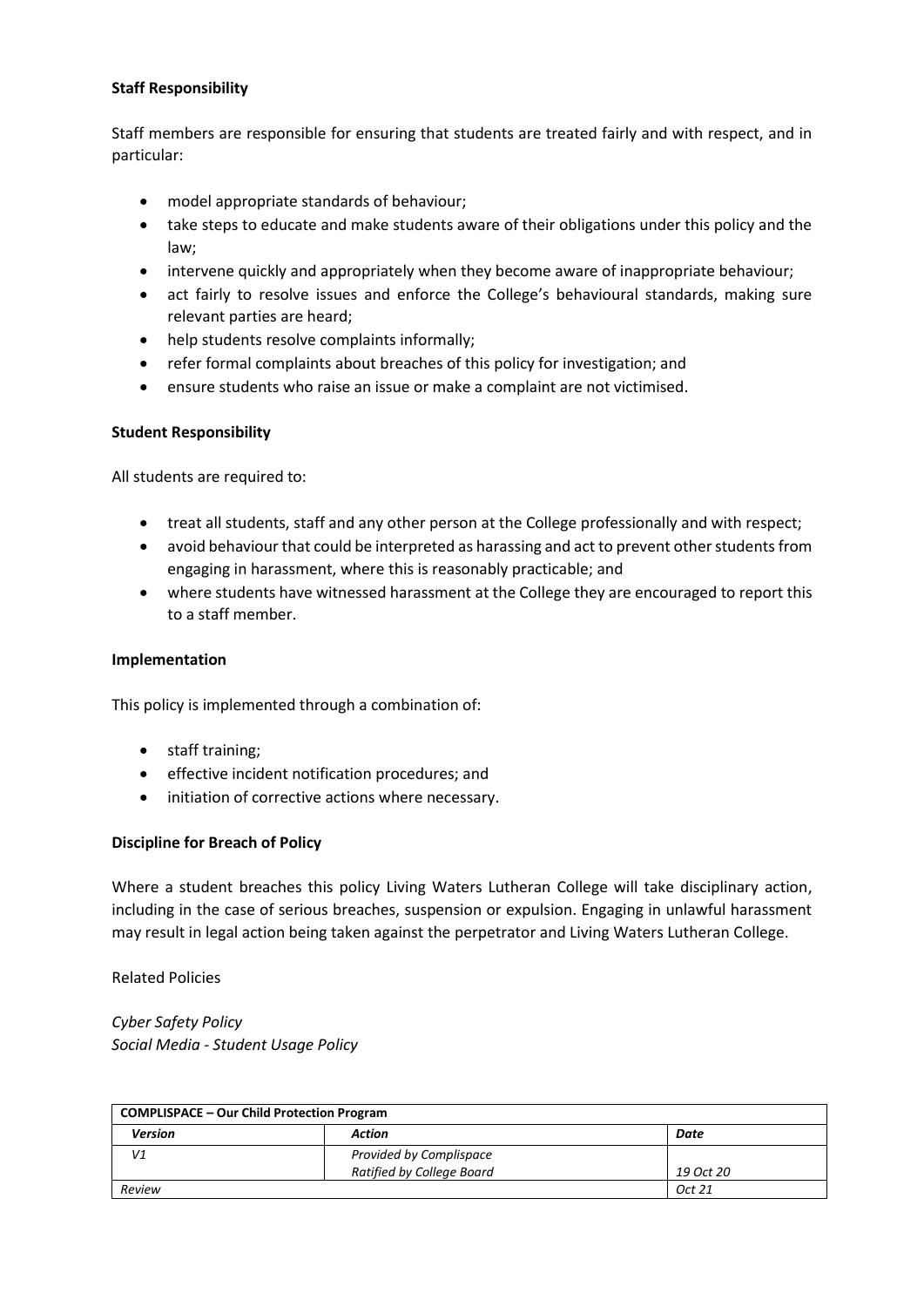**Staff Responsibility**

Staff members are responsible for ensuring that students are treated fairly and with respect, and in particular:

- model appropriate standards of behaviour;
- take steps to educate and make students aware of their obligations under this policy and the law;
- intervene quickly and appropriately when they become aware of inappropriate behaviour;
- act fairly to resolve issues and enforce the College's behavioural standards, making sure relevant parties are heard;
- help students resolve complaints informally;
- refer formal complaints about breaches of this policy for investigation; and
- ensure students who raise an issue or make a complaint are not victimised.

**Student Responsibility**

All students are required to:

- treat all students, staff and any other person at the College professionally and with respect;
- avoid behaviour that could be interpreted as harassing and act to prevent other students from engaging in harassment, where this is reasonably practicable; and
- where students have witnessed harassment at the College they are encouraged to report this to a staff member.

**Implementation**

This policy is implemented through a combination of:

- staff training;
- effective incident notification procedures; and
- initiation of corrective actions where necessary.

**Discipline for Breach of Policy**

Where a student breaches this policy Living Waters Lutheran College will take disciplinary action, including in the case of serious breaches, suspension or expulsion. Engaging in unlawful harassment may result in legal action being taken against the perpetrator and Living Waters Lutheran College.

Related Policies

*Cyber Safety Policy*
*Social Media - Student Usage Policy*

| **COMPLISPACE – Our Child Protection Program** | | |
|---|---|---|
| ***Version*** | ***Action*** | ***Date*** |
| *V1* | *Provided by Complispace*<br>*Ratified by College Board* | <br>*19 Oct 20* |
| *Review* | | *Oct 21* |